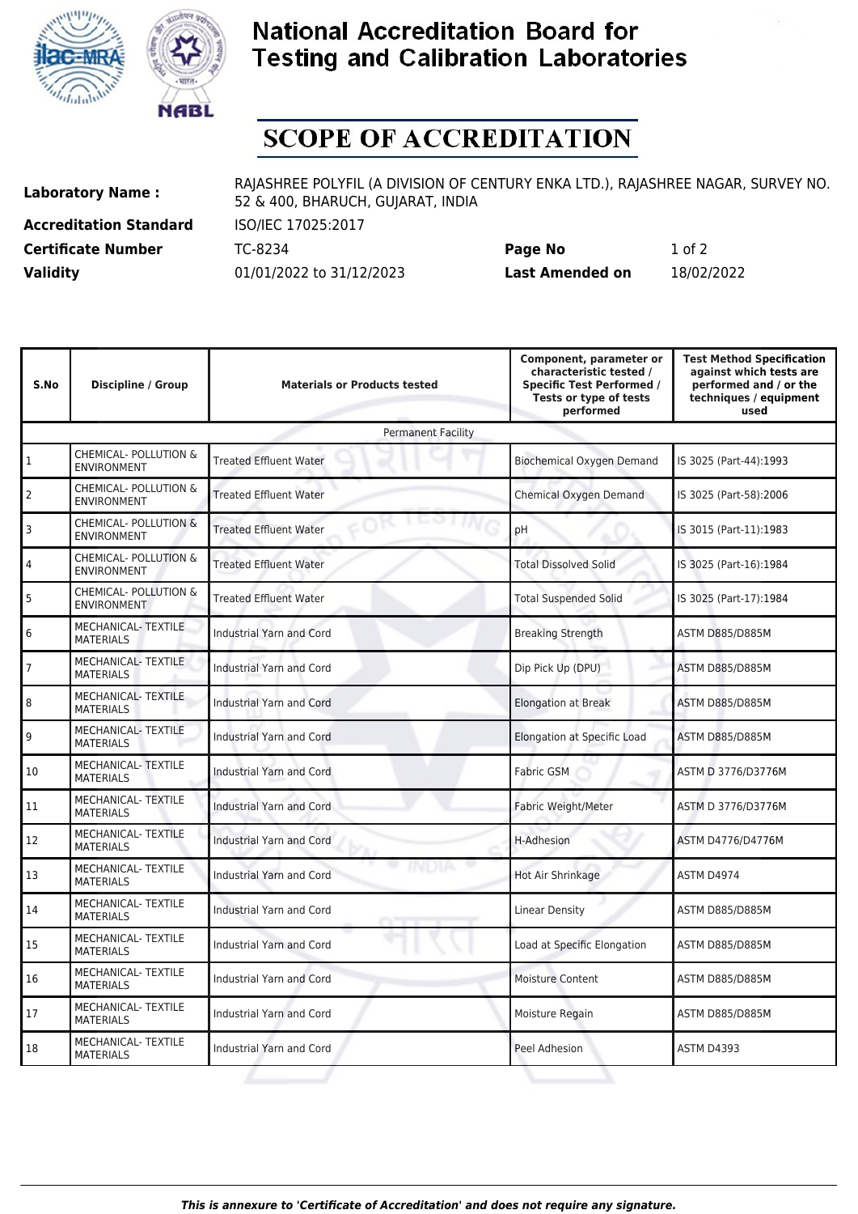# National Accreditation Board for Testing and Calibration Laboratories

## SCOPE OF ACCREDITATION

**Laboratory Name :** RAJASHREE POLYFIL (A DIVISION OF CENTURY ENKA LTD.), RAJASHREE NAGAR, SURVEY NO. 52 & 400, BHARUCH, GUJARAT, INDIA

**Accreditation Standard** ISO/IEC 17025:2017

**Certificate Number** TC-8234 **Page No** 1 of 2

**Validity** 01/01/2022 to 31/12/2023 **Last Amended on** 18/02/2022

| S.No | Discipline / Group | Materials or Products tested | Component, parameter or characteristic tested / Specific Test Performed / Tests or type of tests performed | Test Method Specification against which tests are performed and / or the techniques / equipment used |
|---|---|---|---|---|
| | | Permanent Facility | | |
| 1 | CHEMICAL- POLLUTION & ENVIRONMENT | Treated Effluent Water | Biochemical Oxygen Demand | IS 3025 (Part-44):1993 |
| 2 | CHEMICAL- POLLUTION & ENVIRONMENT | Treated Effluent Water | Chemical Oxygen Demand | IS 3025 (Part-58):2006 |
| 3 | CHEMICAL- POLLUTION & ENVIRONMENT | Treated Effluent Water | pH | IS 3015 (Part-11):1983 |
| 4 | CHEMICAL- POLLUTION & ENVIRONMENT | Treated Effluent Water | Total Dissolved Solid | IS 3025 (Part-16):1984 |
| 5 | CHEMICAL- POLLUTION & ENVIRONMENT | Treated Effluent Water | Total Suspended Solid | IS 3025 (Part-17):1984 |
| 6 | MECHANICAL- TEXTILE MATERIALS | Industrial Yarn and Cord | Breaking Strength | ASTM D885/D885M |
| 7 | MECHANICAL- TEXTILE MATERIALS | Industrial Yarn and Cord | Dip Pick Up (DPU) | ASTM D885/D885M |
| 8 | MECHANICAL- TEXTILE MATERIALS | Industrial Yarn and Cord | Elongation at Break | ASTM D885/D885M |
| 9 | MECHANICAL- TEXTILE MATERIALS | Industrial Yarn and Cord | Elongation at Specific Load | ASTM D885/D885M |
| 10 | MECHANICAL- TEXTILE MATERIALS | Industrial Yarn and Cord | Fabric GSM | ASTM D 3776/D3776M |
| 11 | MECHANICAL- TEXTILE MATERIALS | Industrial Yarn and Cord | Fabric Weight/Meter | ASTM D 3776/D3776M |
| 12 | MECHANICAL- TEXTILE MATERIALS | Industrial Yarn and Cord | H-Adhesion | ASTM D4776/D4776M |
| 13 | MECHANICAL- TEXTILE MATERIALS | Industrial Yarn and Cord | Hot Air Shrinkage | ASTM D4974 |
| 14 | MECHANICAL- TEXTILE MATERIALS | Industrial Yarn and Cord | Linear Density | ASTM D885/D885M |
| 15 | MECHANICAL- TEXTILE MATERIALS | Industrial Yarn and Cord | Load at Specific Elongation | ASTM D885/D885M |
| 16 | MECHANICAL- TEXTILE MATERIALS | Industrial Yarn and Cord | Moisture Content | ASTM D885/D885M |
| 17 | MECHANICAL- TEXTILE MATERIALS | Industrial Yarn and Cord | Moisture Regain | ASTM D885/D885M |
| 18 | MECHANICAL- TEXTILE MATERIALS | Industrial Yarn and Cord | Peel Adhesion | ASTM D4393 |

*This is annexure to 'Certificate of Accreditation' and does not require any signature.*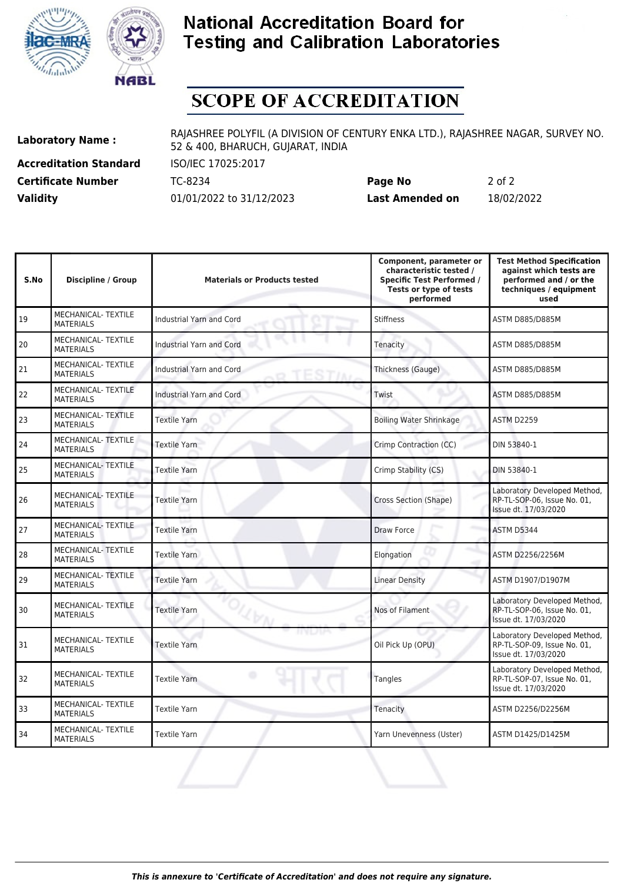National Accreditation Board for Testing and Calibration Laboratories

# SCOPE OF ACCREDITATION

| | | | |
|---|---|---|---|
| **Laboratory Name :** | RAJASHREE POLYFIL (A DIVISION OF CENTURY ENKA LTD.), RAJASHREE NAGAR, SURVEY NO. 52 & 400, BHARUCH, GUJARAT, INDIA | | |
| **Accreditation Standard** | ISO/IEC 17025:2017 | | |
| **Certificate Number** | TC-8234 | **Page No** | 2 of 2 |
| **Validity** | 01/01/2022 to 31/12/2023 | **Last Amended on** | 18/02/2022 |

| S.No | Discipline / Group | Materials or Products tested | Component, parameter or characteristic tested / Specific Test Performed / Tests or type of tests performed | Test Method Specification against which tests are performed and / or the techniques / equipment used |
|---|---|---|---|---|
| 19 | MECHANICAL- TEXTILE MATERIALS | Industrial Yarn and Cord | Stiffness | ASTM D885/D885M |
| 20 | MECHANICAL- TEXTILE MATERIALS | Industrial Yarn and Cord | Tenacity | ASTM D885/D885M |
| 21 | MECHANICAL- TEXTILE MATERIALS | Industrial Yarn and Cord | Thickness (Gauge) | ASTM D885/D885M |
| 22 | MECHANICAL- TEXTILE MATERIALS | Industrial Yarn and Cord | Twist | ASTM D885/D885M |
| 23 | MECHANICAL- TEXTILE MATERIALS | Textile Yarn | Boiling Water Shrinkage | ASTM D2259 |
| 24 | MECHANICAL- TEXTILE MATERIALS | Textile Yarn | Crimp Contraction (CC) | DIN 53840-1 |
| 25 | MECHANICAL- TEXTILE MATERIALS | Textile Yarn | Crimp Stability (CS) | DIN 53840-1 |
| 26 | MECHANICAL- TEXTILE MATERIALS | Textile Yarn | Cross Section (Shape) | Laboratory Developed Method, RP-TL-SOP-06, Issue No. 01, Issue dt. 17/03/2020 |
| 27 | MECHANICAL- TEXTILE MATERIALS | Textile Yarn | Draw Force | ASTM D5344 |
| 28 | MECHANICAL- TEXTILE MATERIALS | Textile Yarn | Elongation | ASTM D2256/2256M |
| 29 | MECHANICAL- TEXTILE MATERIALS | Textile Yarn | Linear Density | ASTM D1907/D1907M |
| 30 | MECHANICAL- TEXTILE MATERIALS | Textile Yarn | Nos of Filament | Laboratory Developed Method, RP-TL-SOP-06, Issue No. 01, Issue dt. 17/03/2020 |
| 31 | MECHANICAL- TEXTILE MATERIALS | Textile Yarn | Oil Pick Up (OPU) | Laboratory Developed Method, RP-TL-SOP-09, Issue No. 01, Issue dt. 17/03/2020 |
| 32 | MECHANICAL- TEXTILE MATERIALS | Textile Yarn | Tangles | Laboratory Developed Method, RP-TL-SOP-07, Issue No. 01, Issue dt. 17/03/2020 |
| 33 | MECHANICAL- TEXTILE MATERIALS | Textile Yarn | Tenacity | ASTM D2256/D2256M |
| 34 | MECHANICAL- TEXTILE MATERIALS | Textile Yarn | Yarn Unevenness (Uster) | ASTM D1425/D1425M |

*This is annexure to 'Certificate of Accreditation' and does not require any signature.*